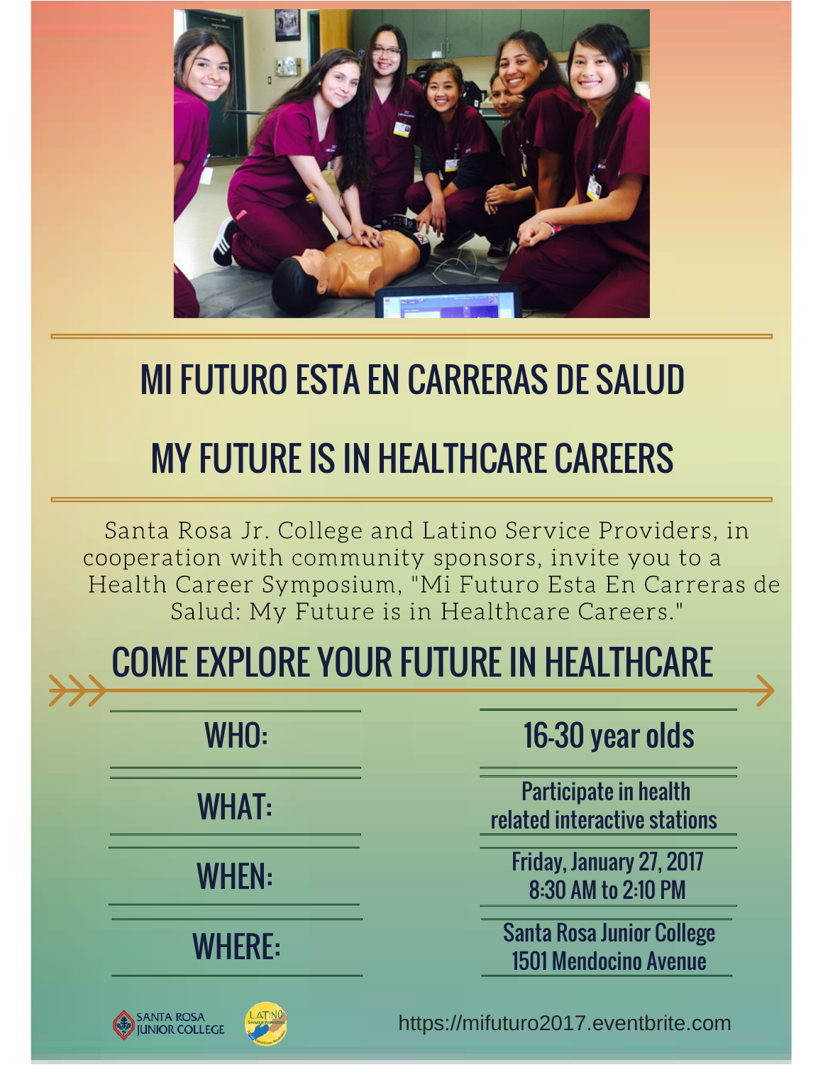# MI FUTURO ESTA EN CARRERAS DE SALUD

# MY FUTURE IS IN HEALTHCARE CAREERS

Santa Rosa Jr. College and Latino Service Providers, in cooperation with community sponsors, invite you to a Health Career Symposium, "Mi Futuro Esta En Carreras de Salud: My Future is in Healthcare Careers."

## COME EXPLORE YOUR FUTURE IN HEALTHCARE

| | |
|---|---|
| WHO: | 16-30 year olds |
| WHAT: | Participate in health related interactive stations |
| WHEN: | Friday, January 27, 2017<br>8:30 AM to 2:10 PM |
| WHERE: | Santa Rosa Junior College<br>1501 Mendocino Avenue |

SANTA ROSA JUNIOR COLLEGE

https://mifuturo2017.eventbrite.com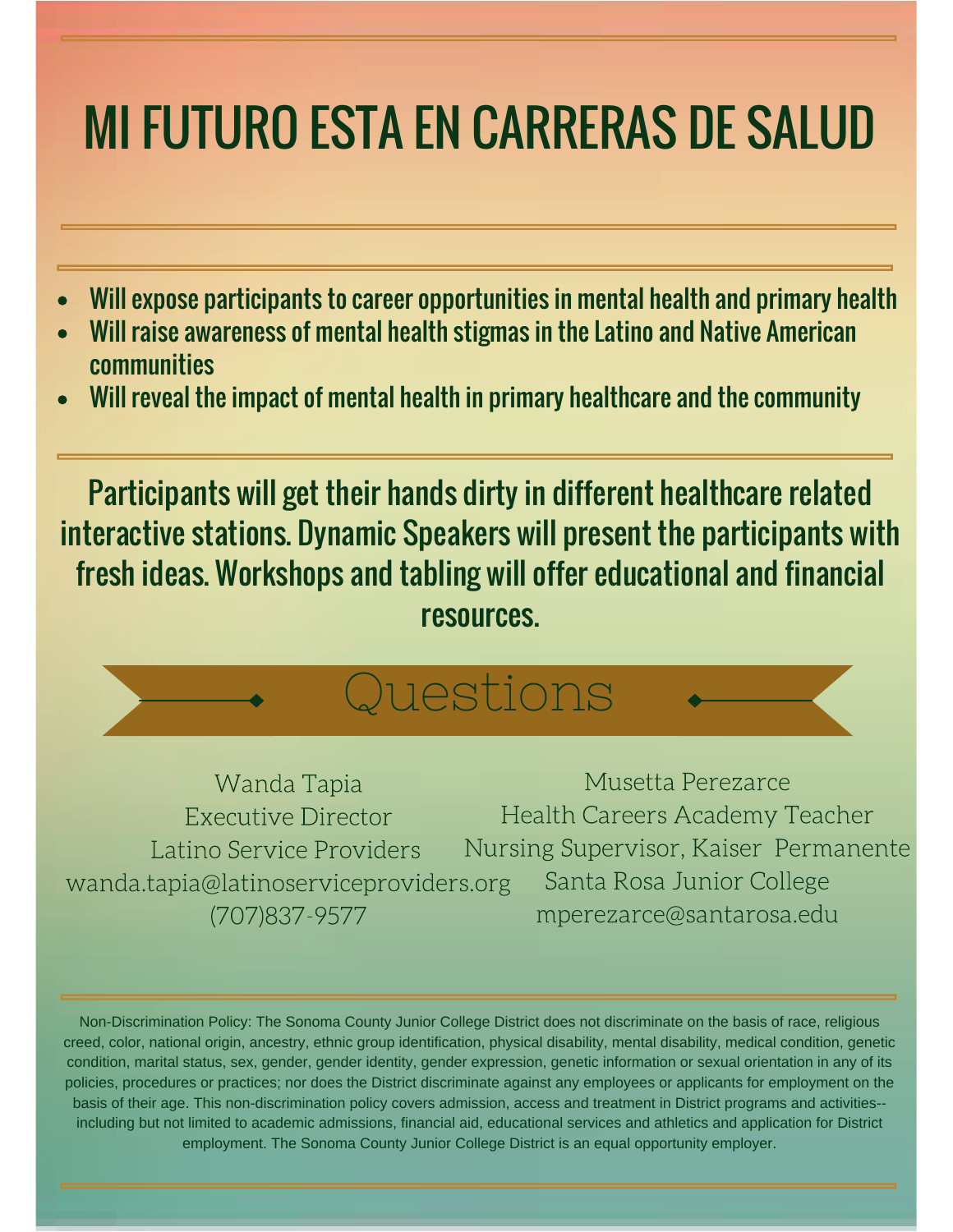# MI FUTURO ESTA EN CARRERAS DE SALUD

- Will expose participants to career opportunities in mental health and primary health
- Will raise awareness of mental health stigmas in the Latino and Native American communities
- Will reveal the impact of mental health in primary healthcare and the community

**Participants will get their hands dirty in different healthcare related interactive stations. Dynamic Speakers will present the participants with fresh ideas. Workshops and tabling will offer educational and financial resources.**

## Questions

Wanda Tapia
Executive Director
Latino Service Providers
wanda.tapia@latinoserviceproviders.org
(707)837-9577

Musetta Perezarce
Health Careers Academy Teacher
Nursing Supervisor, Kaiser Permanente
Santa Rosa Junior College
mperezarce@santarosa.edu

Non-Discrimination Policy: The Sonoma County Junior College District does not discriminate on the basis of race, religious creed, color, national origin, ancestry, ethnic group identification, physical disability, mental disability, medical condition, genetic condition, marital status, sex, gender, gender identity, gender expression, genetic information or sexual orientation in any of its policies, procedures or practices; nor does the District discriminate against any employees or applicants for employment on the basis of their age. This non-discrimination policy covers admission, access and treatment in District programs and activities--including but not limited to academic admissions, financial aid, educational services and athletics and application for District employment. The Sonoma County Junior College District is an equal opportunity employer.